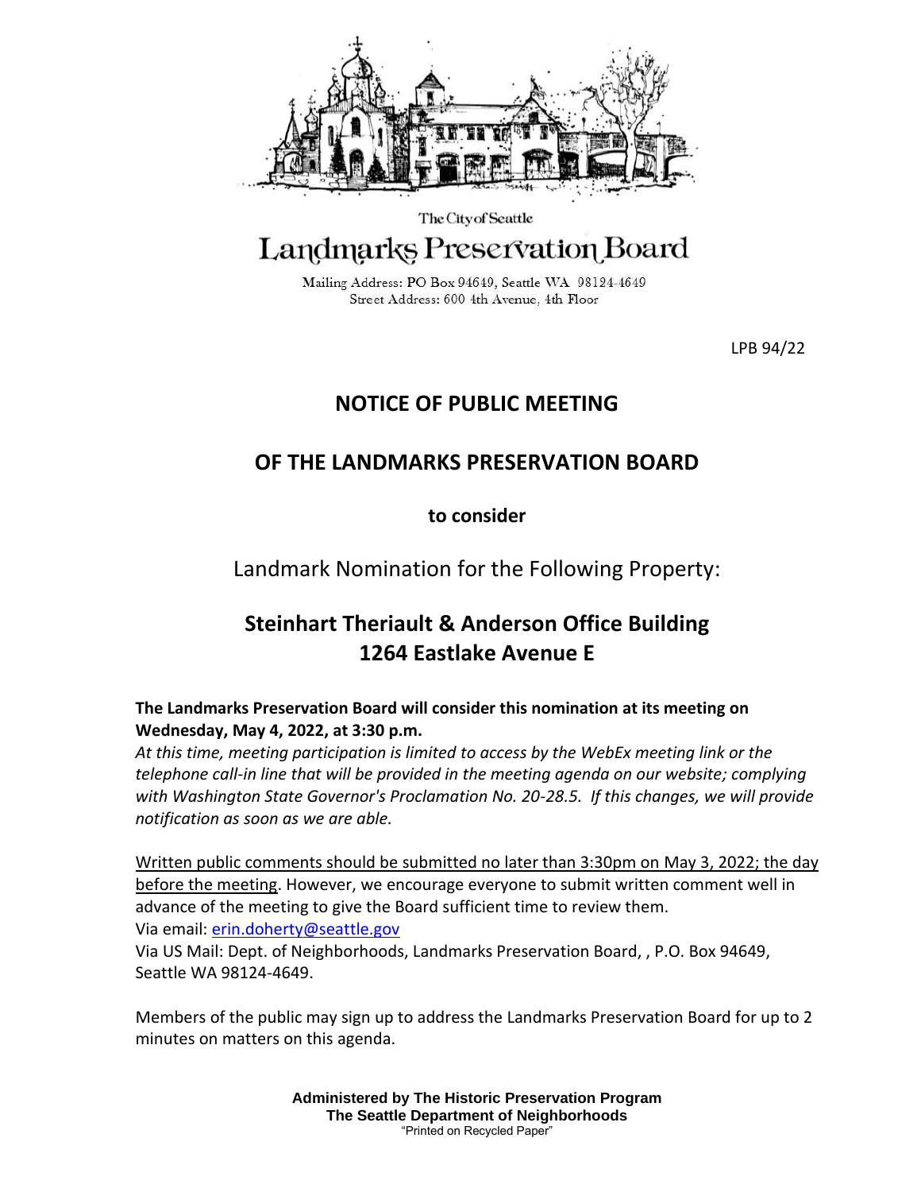The City of Seattle

# Landmarks Preservation Board

Mailing Address: PO Box 94649, Seattle WA 98124-4649
Street Address: 600 4th Avenue, 4th Floor

LPB 94/22

## NOTICE OF PUBLIC MEETING

## OF THE LANDMARKS PRESERVATION BOARD

**to consider**

Landmark Nomination for the Following Property:

## Steinhart Theriault & Anderson Office Building
## 1264 Eastlake Avenue E

**The Landmarks Preservation Board will consider this nomination at its meeting on Wednesday, May 4, 2022, at 3:30 p.m.**

*At this time, meeting participation is limited to access by the WebEx meeting link or the telephone call-in line that will be provided in the meeting agenda on our website; complying with Washington State Governor's Proclamation No. 20-28.5. If this changes, we will provide notification as soon as we are able.*

Written public comments should be submitted no later than 3:30pm on May 3, 2022; the day before the meeting. However, we encourage everyone to submit written comment well in advance of the meeting to give the Board sufficient time to review them.
Via email: erin.doherty@seattle.gov
Via US Mail: Dept. of Neighborhoods, Landmarks Preservation Board, , P.O. Box 94649, Seattle WA 98124-4649.

Members of the public may sign up to address the Landmarks Preservation Board for up to 2 minutes on matters on this agenda.

**Administered by The Historic Preservation Program**
**The Seattle Department of Neighborhoods**
"Printed on Recycled Paper"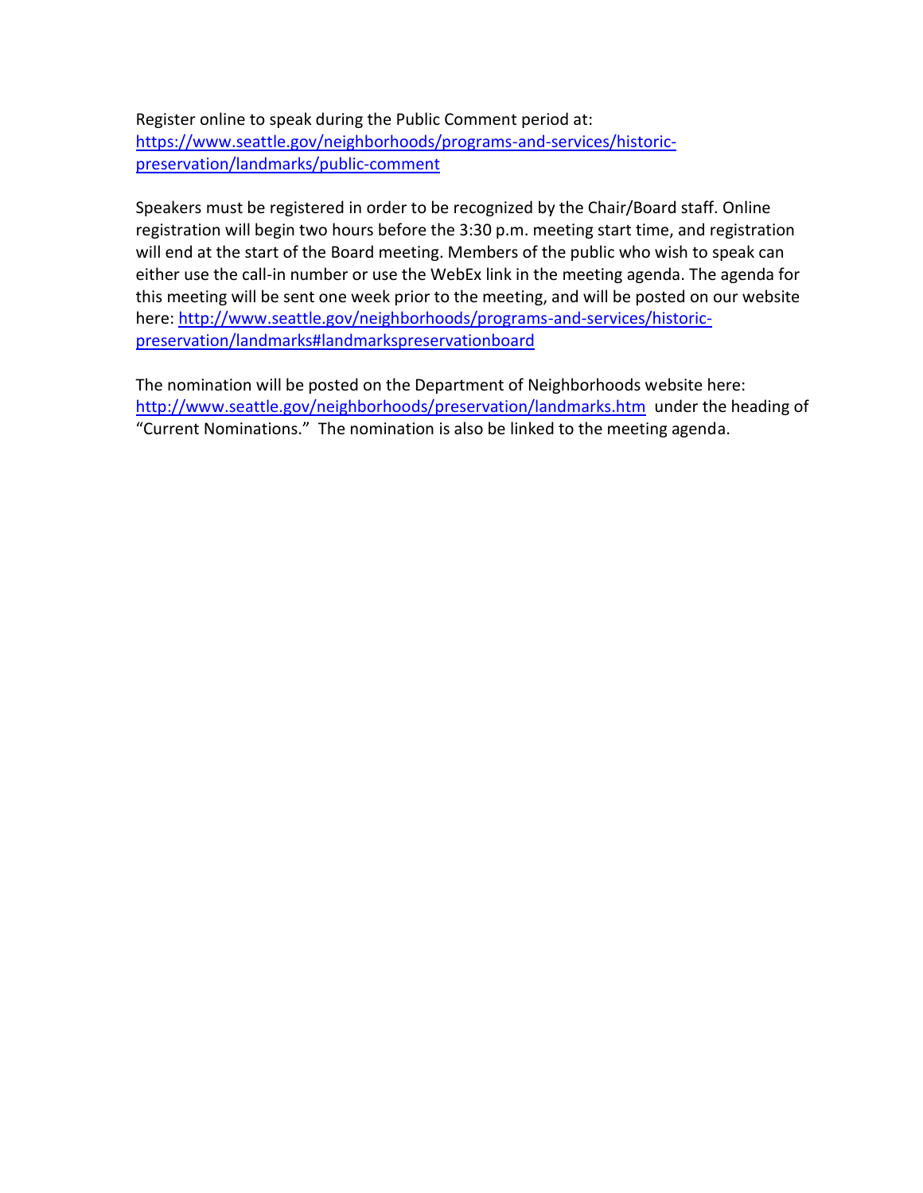Register online to speak during the Public Comment period at: https://www.seattle.gov/neighborhoods/programs-and-services/historic-preservation/landmarks/public-comment

Speakers must be registered in order to be recognized by the Chair/Board staff. Online registration will begin two hours before the 3:30 p.m. meeting start time, and registration will end at the start of the Board meeting. Members of the public who wish to speak can either use the call-in number or use the WebEx link in the meeting agenda. The agenda for this meeting will be sent one week prior to the meeting, and will be posted on our website here: http://www.seattle.gov/neighborhoods/programs-and-services/historic-preservation/landmarks#landmarkspreservationboard

The nomination will be posted on the Department of Neighborhoods website here: http://www.seattle.gov/neighborhoods/preservation/landmarks.htm under the heading of "Current Nominations." The nomination is also be linked to the meeting agenda.